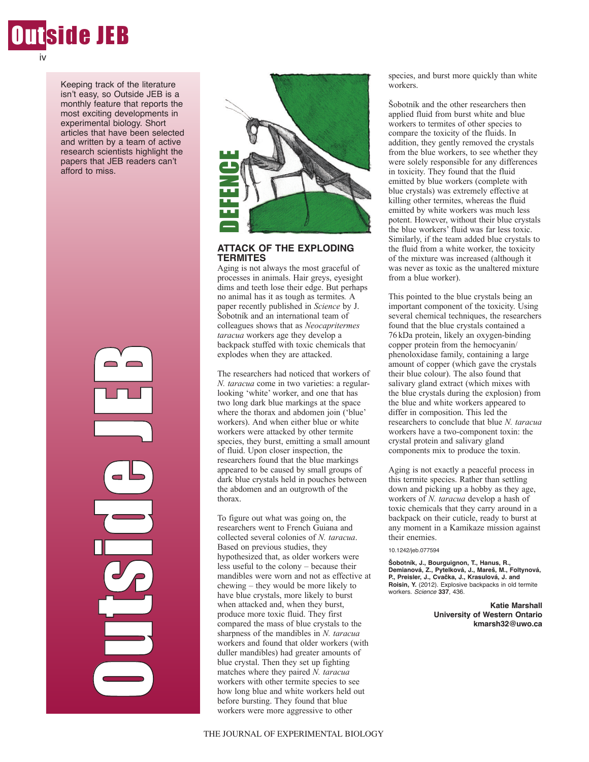Keeping track of the literature isn't easy, so Outside JEB is a monthly feature that reports the most exciting developments in experimental biology. Short articles that have been selected and written by a team of active research scientists highlight the papers that JEB readers can't afford to miss.

DEFENCE

## ATTACK OF THE EXPLODING TERMITES

Aging is not always the most graceful of processes in animals. Hair greys, eyesight dims and teeth lose their edge. But perhaps no animal has it as tough as termites. A paper recently published in *Science* by J. Šobotník and an international team of colleagues shows that as *Neocapritermes taracua* workers age they develop a backpack stuffed with toxic chemicals that explodes when they are attacked.

The researchers had noticed that workers of *N. taracua* come in two varieties: a regular-looking 'white' worker, and one that has two long dark blue markings at the space where the thorax and abdomen join ('blue' workers). And when either blue or white workers were attacked by other termite species, they burst, emitting a small amount of fluid. Upon closer inspection, the researchers found that the blue markings appeared to be caused by small groups of dark blue crystals held in pouches between the abdomen and an outgrowth of the thorax.

To figure out what was going on, the researchers went to French Guiana and collected several colonies of *N. taracua*. Based on previous studies, they hypothesized that, as older workers were less useful to the colony – because their mandibles were worn and not as effective at chewing – they would be more likely to have blue crystals, more likely to burst when attacked and, when they burst, produce more toxic fluid. They first compared the mass of blue crystals to the sharpness of the mandibles in *N. taracua* workers and found that older workers (with duller mandibles) had greater amounts of blue crystal. Then they set up fighting matches where they paired *N. taracua* workers with other termite species to see how long blue and white workers held out before bursting. They found that blue workers were more aggressive to other species, and burst more quickly than white workers.

Šobotník and the other researchers then applied fluid from burst white and blue workers to termites of other species to compare the toxicity of the fluids. In addition, they gently removed the crystals from the blue workers, to see whether they were solely responsible for any differences in toxicity. They found that the fluid emitted by blue workers (complete with blue crystals) was extremely effective at killing other termites, whereas the fluid emitted by white workers was much less potent. However, without their blue crystals the blue workers' fluid was far less toxic. Similarly, if the team added blue crystals to the fluid from a white worker, the toxicity of the mixture was increased (although it was never as toxic as the unaltered mixture from a blue worker).

This pointed to the blue crystals being an important component of the toxicity. Using several chemical techniques, the researchers found that the blue crystals contained a 76 kDa protein, likely an oxygen-binding copper protein from the hemocyanin/phenoloxidase family, containing a large amount of copper (which gave the crystals their blue colour). The also found that salivary gland extract (which mixes with the blue crystals during the explosion) from the blue and white workers appeared to differ in composition. This led the researchers to conclude that blue *N. taracua* workers have a two-component toxin: the crystal protein and salivary gland components mix to produce the toxin.

Aging is not exactly a peaceful process in this termite species. Rather than settling down and picking up a hobby as they age, workers of *N. taracua* develop a hash of toxic chemicals that they carry around in a backpack on their cuticle, ready to burst at any moment in a Kamikaze mission against their enemies.

10.1242/jeb.077594

**Šobotník, J., Bourguignon, T., Hanus, R., Demianová, Z., Pytelková, J., Mareš, M., Foltynová, P., Preisler, J., Cvačka, J., Krasulová, J. and Roisin, Y.** (2012). Explosive backpacks in old termite workers. *Science* **337**, 436.

**Katie Marshall**
**University of Western Ontario**
**kmarsh32@uwo.ca**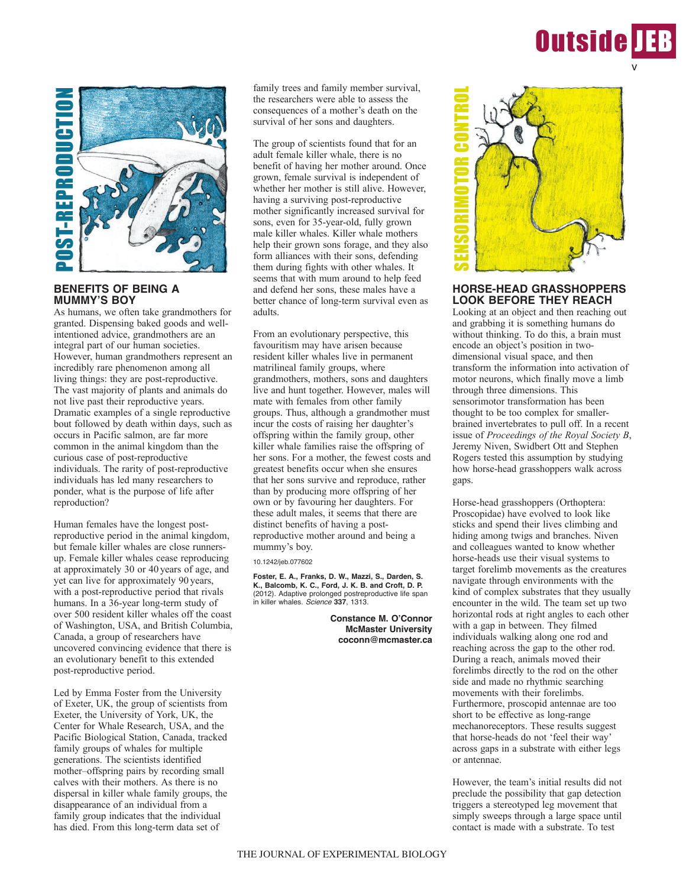POST-REPRODUCTION

## BENEFITS OF BEING A MUMMY'S BOY

As humans, we often take grandmothers for granted. Dispensing baked goods and well-intentioned advice, grandmothers are an integral part of our human societies. However, human grandmothers represent an incredibly rare phenomenon among all living things: they are post-reproductive. The vast majority of plants and animals do not live past their reproductive years. Dramatic examples of a single reproductive bout followed by death within days, such as occurs in Pacific salmon, are far more common in the animal kingdom than the curious case of post-reproductive individuals. The rarity of post-reproductive individuals has led many researchers to ponder, what is the purpose of life after reproduction?

Human females have the longest post-reproductive period in the animal kingdom, but female killer whales are close runners-up. Female killer whales cease reproducing at approximately 30 or 40 years of age, and yet can live for approximately 90 years, with a post-reproductive period that rivals humans. In a 36-year long-term study of over 500 resident killer whales off the coast of Washington, USA, and British Columbia, Canada, a group of researchers have uncovered convincing evidence that there is an evolutionary benefit to this extended post-reproductive period.

Led by Emma Foster from the University of Exeter, UK, the group of scientists from Exeter, the University of York, UK, the Center for Whale Research, USA, and the Pacific Biological Station, Canada, tracked family groups of whales for multiple generations. The scientists identified mother–offspring pairs by recording small calves with their mothers. As there is no dispersal in killer whale family groups, the disappearance of an individual from a family group indicates that the individual has died. From this long-term data set of family trees and family member survival, the researchers were able to assess the consequences of a mother's death on the survival of her sons and daughters.

The group of scientists found that for an adult female killer whale, there is no benefit of having her mother around. Once grown, female survival is independent of whether her mother is still alive. However, having a surviving post-reproductive mother significantly increased survival for sons, even for 35-year-old, fully grown male killer whales. Killer whale mothers help their grown sons forage, and they also form alliances with their sons, defending them during fights with other whales. It seems that with mum around to help feed and defend her sons, these males have a better chance of long-term survival even as adults.

From an evolutionary perspective, this favouritism may have arisen because resident killer whales live in permanent matrilineal family groups, where grandmothers, mothers, sons and daughters live and hunt together. However, males will mate with females from other family groups. Thus, although a grandmother must incur the costs of raising her daughter's offspring within the family group, other killer whale families raise the offspring of her sons. For a mother, the fewest costs and greatest benefits occur when she ensures that her sons survive and reproduce, rather than by producing more offspring of her own or by favouring her daughters. For these adult males, it seems that there are distinct benefits of having a post-reproductive mother around and being a mummy's boy.

10.1242/jeb.077602

**Foster, E. A., Franks, D. W., Mazzi, S., Darden, S. K., Balcomb, K. C., Ford, J. K. B. and Croft, D. P.** (2012). Adaptive prolonged postreproductive life span in killer whales. *Science* **337**, 1313.

**Constance M. O'Connor**
**McMaster University**
**coconn@mcmaster.ca**

SENSORIMOTOR CONTROL

## HORSE-HEAD GRASSHOPPERS LOOK BEFORE THEY REACH

Looking at an object and then reaching out and grabbing it is something humans do without thinking. To do this, a brain must encode an object's position in two-dimensional visual space, and then transform the information into activation of motor neurons, which finally move a limb through three dimensions. This sensorimotor transformation has been thought to be too complex for smaller-brained invertebrates to pull off. In a recent issue of *Proceedings of the Royal Society B*, Jeremy Niven, Swidbert Ott and Stephen Rogers tested this assumption by studying how horse-head grasshoppers walk across gaps.

Horse-head grasshoppers (Orthoptera: Proscopidae) have evolved to look like sticks and spend their lives climbing and hiding among twigs and branches. Niven and colleagues wanted to know whether horse-heads use their visual systems to target forelimb movements as the creatures navigate through environments with the kind of complex substrates that they usually encounter in the wild. The team set up two horizontal rods at right angles to each other with a gap in between. They filmed individuals walking along one rod and reaching across the gap to the other rod. During a reach, animals moved their forelimbs directly to the rod on the other side and made no rhythmic searching movements with their forelimbs. Furthermore, proscopid antennae are too short to be effective as long-range mechanoreceptors. These results suggest that horse-heads do not 'feel their way' across gaps in a substrate with either legs or antennae.

However, the team's initial results did not preclude the possibility that gap detection triggers a stereotyped leg movement that simply sweeps through a large space until contact is made with a substrate. To test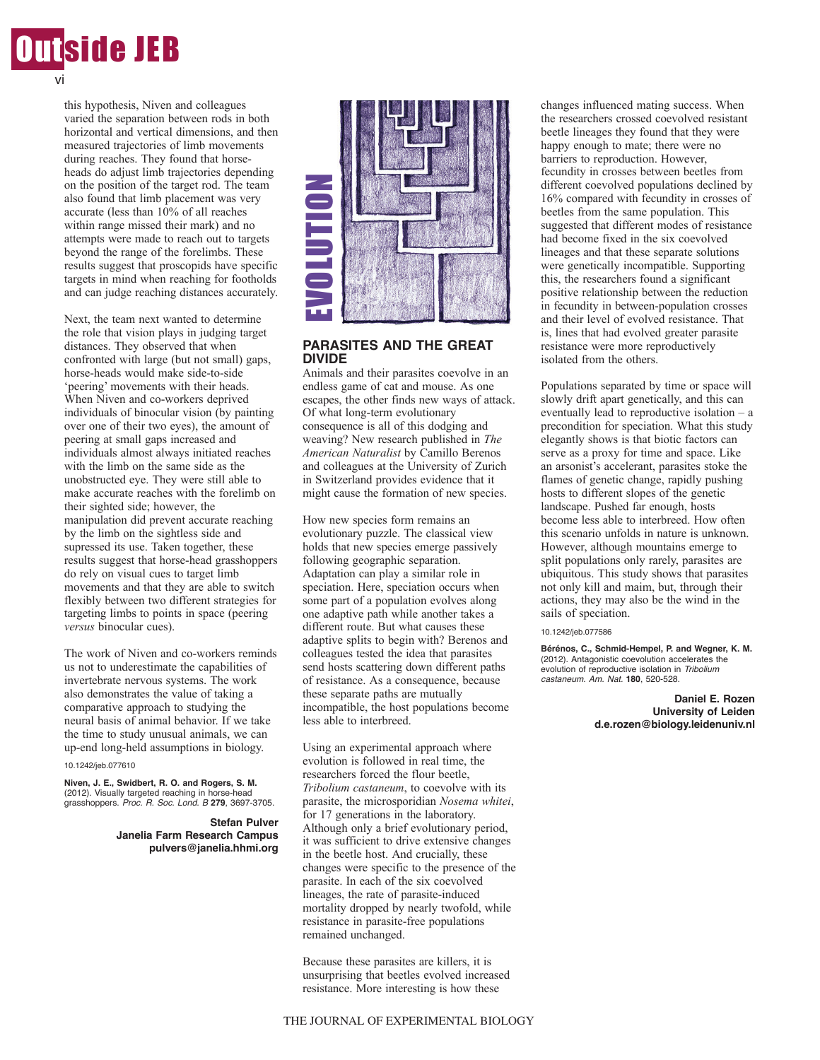this hypothesis, Niven and colleagues varied the separation between rods in both horizontal and vertical dimensions, and then measured trajectories of limb movements during reaches. They found that horse-heads do adjust limb trajectories depending on the position of the target rod. The team also found that limb placement was very accurate (less than 10% of all reaches within range missed their mark) and no attempts were made to reach out to targets beyond the range of the forelimbs. These results suggest that proscopids have specific targets in mind when reaching for footholds and can judge reaching distances accurately.

Next, the team next wanted to determine the role that vision plays in judging target distances. They observed that when confronted with large (but not small) gaps, horse-heads would make side-to-side 'peering' movements with their heads. When Niven and co-workers deprived individuals of binocular vision (by painting over one of their two eyes), the amount of peering at small gaps increased and individuals almost always initiated reaches with the limb on the same side as the unobstructed eye. They were still able to make accurate reaches with the forelimb on their sighted side; however, the manipulation did prevent accurate reaching by the limb on the sightless side and supressed its use. Taken together, these results suggest that horse-head grasshoppers do rely on visual cues to target limb movements and that they are able to switch flexibly between two different strategies for targeting limbs to points in space (peering *versus* binocular cues).

The work of Niven and co-workers reminds us not to underestimate the capabilities of invertebrate nervous systems. The work also demonstrates the value of taking a comparative approach to studying the neural basis of animal behavior. If we take the time to study unusual animals, we can up-end long-held assumptions in biology.

10.1242/jeb.077610

**Niven, J. E., Swidbert, R. O. and Rogers, S. M.** (2012). Visually targeted reaching in horse-head grasshoppers. *Proc. R. Soc. Lond. B* **279**, 3697-3705.

**Stefan Pulver**
**Janelia Farm Research Campus**
**pulvers@janelia.hhmi.org**

EVOLUTION

## PARASITES AND THE GREAT DIVIDE

Animals and their parasites coevolve in an endless game of cat and mouse. As one escapes, the other finds new ways of attack. Of what long-term evolutionary consequence is all of this dodging and weaving? New research published in *The American Naturalist* by Camillo Berenos and colleagues at the University of Zurich in Switzerland provides evidence that it might cause the formation of new species.

How new species form remains an evolutionary puzzle. The classical view holds that new species emerge passively following geographic separation. Adaptation can play a similar role in speciation. Here, speciation occurs when some part of a population evolves along one adaptive path while another takes a different route. But what causes these adaptive splits to begin with? Berenos and colleagues tested the idea that parasites send hosts scattering down different paths of resistance. As a consequence, because these separate paths are mutually incompatible, the host populations become less able to interbreed.

Using an experimental approach where evolution is followed in real time, the researchers forced the flour beetle, *Tribolium castaneum*, to coevolve with its parasite, the microsporidian *Nosema whitei*, for 17 generations in the laboratory. Although only a brief evolutionary period, it was sufficient to drive extensive changes in the beetle host. And crucially, these changes were specific to the presence of the parasite. In each of the six coevolved lineages, the rate of parasite-induced mortality dropped by nearly twofold, while resistance in parasite-free populations remained unchanged.

Because these parasites are killers, it is unsurprising that beetles evolved increased resistance. More interesting is how these changes influenced mating success. When the researchers crossed coevolved resistant beetle lineages they found that they were happy enough to mate; there were no barriers to reproduction. However, fecundity in crosses between beetles from different coevolved populations declined by 16% compared with fecundity in crosses of beetles from the same population. This suggested that different modes of resistance had become fixed in the six coevolved lineages and that these separate solutions were genetically incompatible. Supporting this, the researchers found a significant positive relationship between the reduction in fecundity in between-population crosses and their level of evolved resistance. That is, lines that had evolved greater parasite resistance were more reproductively isolated from the others.

Populations separated by time or space will slowly drift apart genetically, and this can eventually lead to reproductive isolation – a precondition for speciation. What this study elegantly shows is that biotic factors can serve as a proxy for time and space. Like an arsonist's accelerant, parasites stoke the flames of genetic change, rapidly pushing hosts to different slopes of the genetic landscape. Pushed far enough, hosts become less able to interbreed. How often this scenario unfolds in nature is unknown. However, although mountains emerge to split populations only rarely, parasites are ubiquitous. This study shows that parasites not only kill and maim, but, through their actions, they may also be the wind in the sails of speciation.

10.1242/jeb.077586

**Bérénos, C., Schmid-Hempel, P. and Wegner, K. M.** (2012). Antagonistic coevolution accelerates the evolution of reproductive isolation in *Tribolium castaneum*. *Am. Nat.* **180**, 520-528.

**Daniel E. Rozen**
**University of Leiden**
**d.e.rozen@biology.leidenuniv.nl**